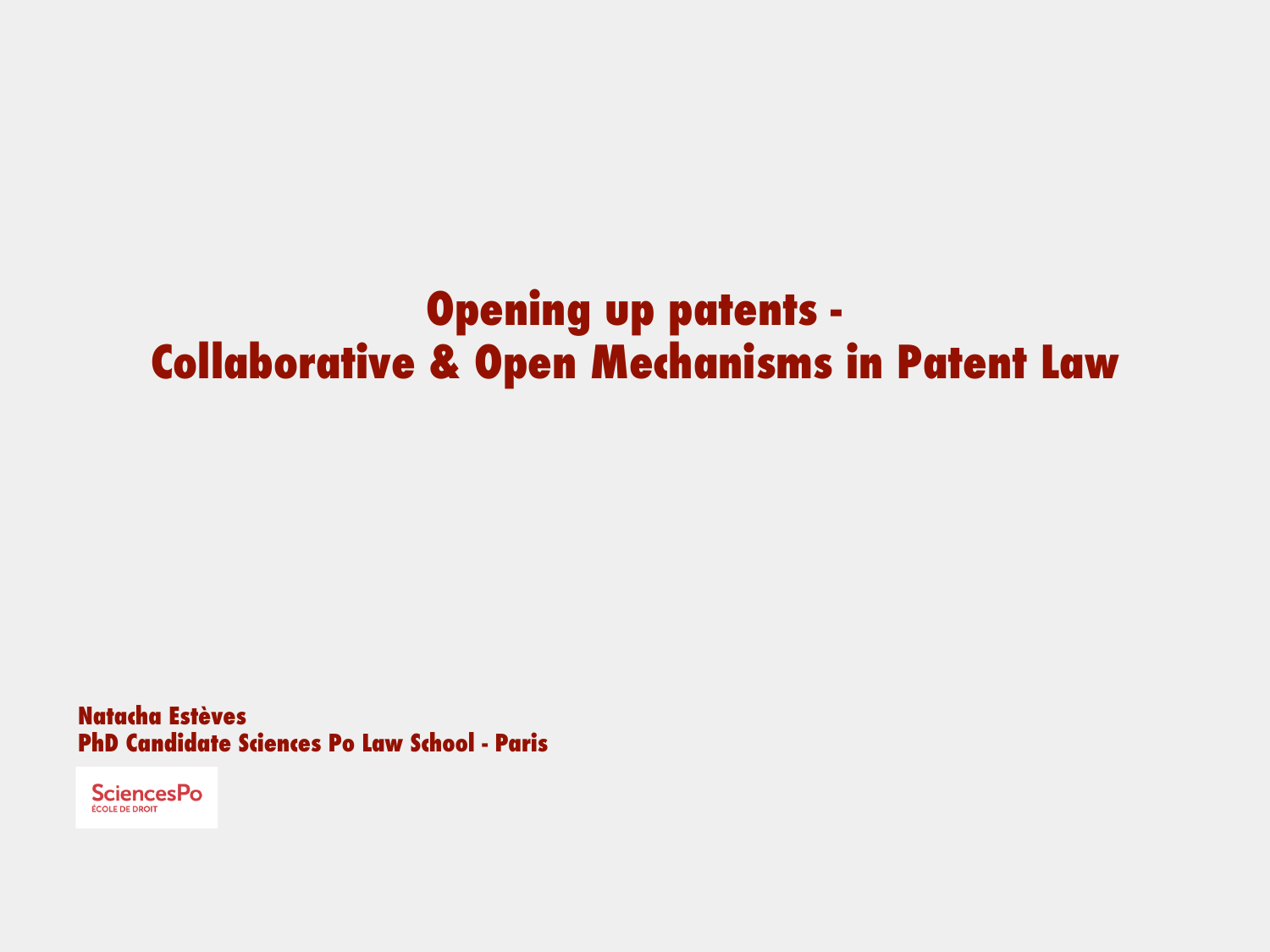# Opening up patents - Collaborative & Open Mechanisms in Patent Law

**Natacha Estèves**
**PhD Candidate Sciences Po Law School - Paris**

SciencesPo
ÉCOLE DE DROIT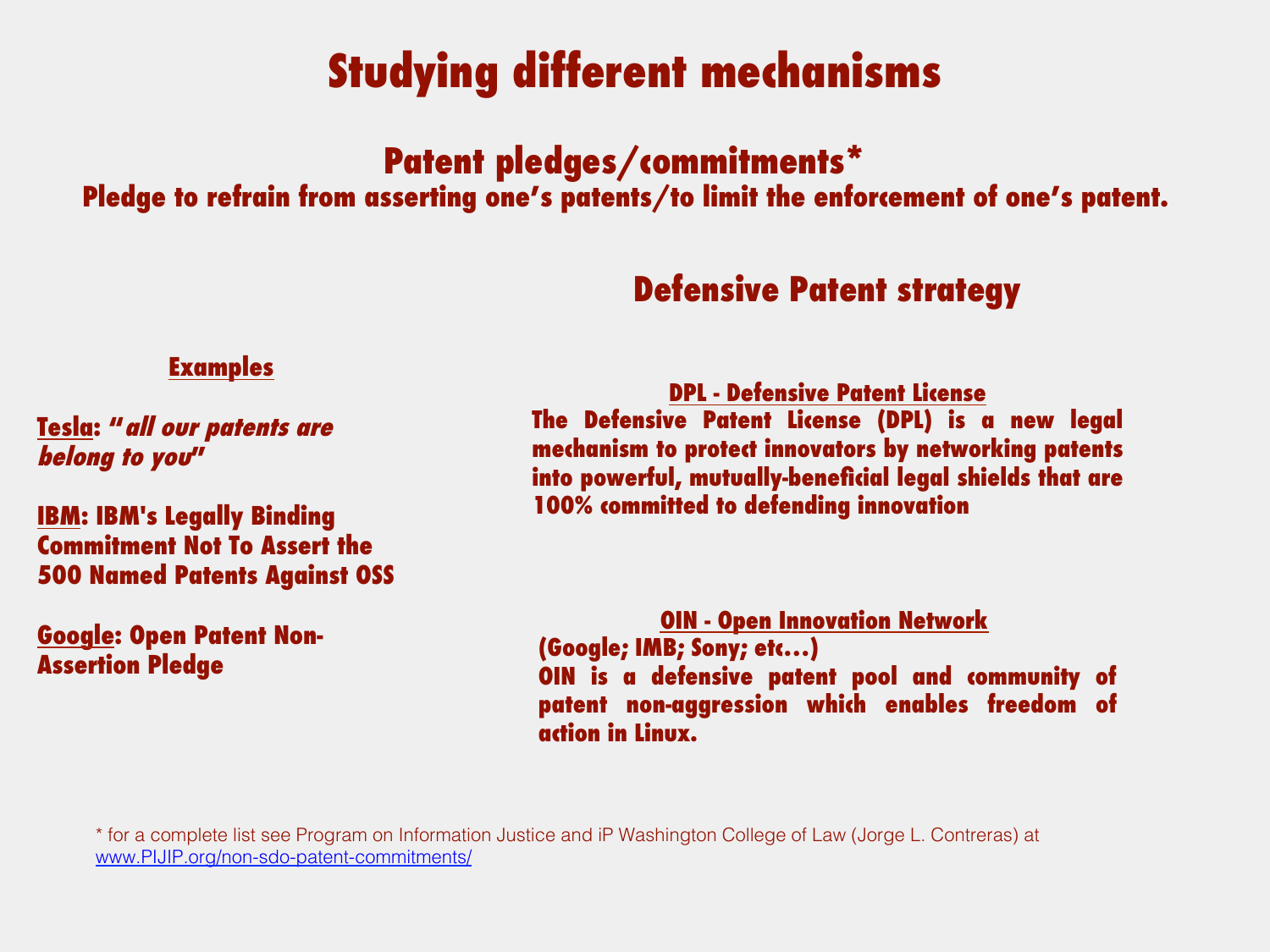# Studying different mechanisms

## Patent pledges/commitments*

**Pledge to refrain from asserting one's patents/to limit the enforcement of one's patent.**

### Examples

**Tesla**: ***"all our patents are belong to you"***

**IBM**: **IBM's Legally Binding Commitment Not To Assert the 500 Named Patents Against OSS**

**Google**: **Open Patent Non-Assertion Pledge**

## Defensive Patent strategy

### DPL - Defensive Patent License

**The Defensive Patent License (DPL) is a new legal mechanism to protect innovators by networking patents into powerful, mutually-beneficial legal shields that are 100% committed to defending innovation**

### OIN - Open Innovation Network

**(Google; IMB; Sony; etc…)**

**OIN is a defensive patent pool and community of patent non-aggression which enables freedom of action in Linux.**

* for a complete list see Program on Information Justice and iP Washington College of Law (Jorge L. Contreras) at www.PIJIP.org/non-sdo-patent-commitments/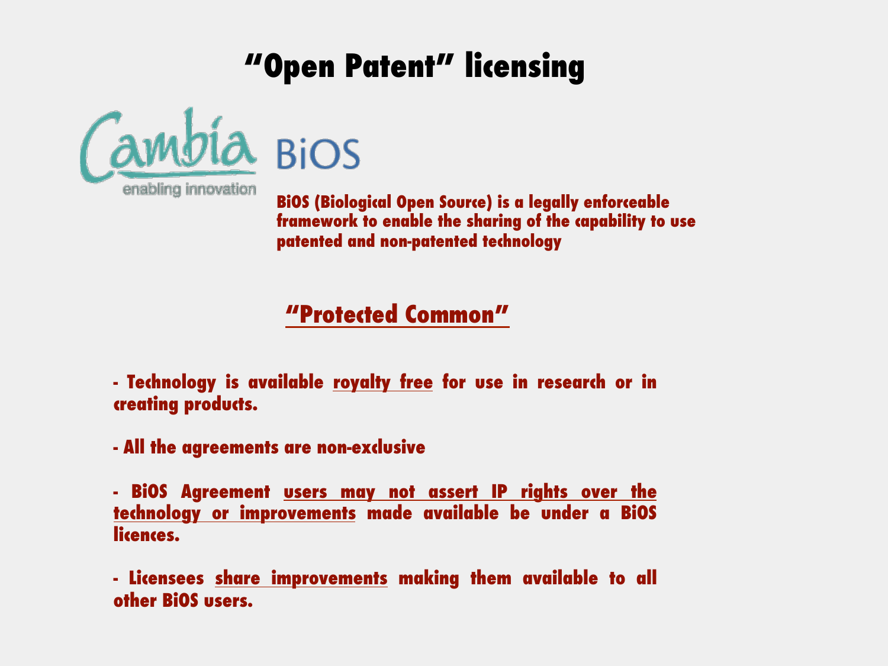# "Open Patent" licensing

Cambia

enabling innovation

BiOS

**BiOS (Biological Open Source) is a legally enforceable framework to enable the sharing of the capability to use patented and non-patented technology**

## "Protected Common"

- **Technology is available royalty free for use in research or in creating products.**

- **All the agreements are non-exclusive**

- **BiOS Agreement users may not assert IP rights over the technology or improvements made available be under a BiOS licences.**

- **Licensees share improvements making them available to all other BiOS users.**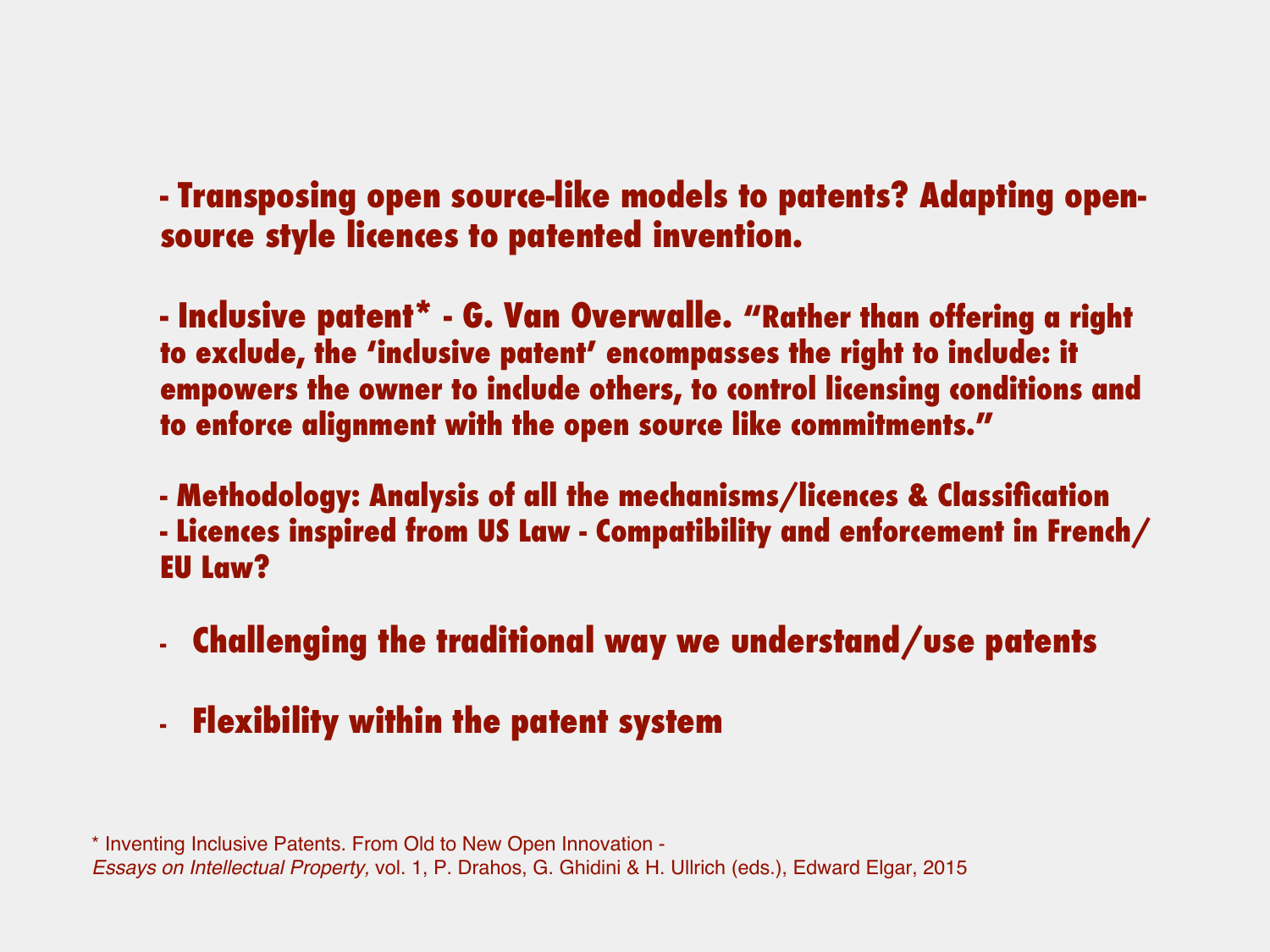- Transposing open source-like models to patents? Adapting open-source style licences to patented invention.

- Inclusive patent* - G. Van Overwalle. "Rather than offering a right to exclude, the 'inclusive patent' encompasses the right to include: it empowers the owner to include others, to control licensing conditions and to enforce alignment with the open source like commitments."

- Methodology: Analysis of all the mechanisms/licences & Classification
- Licences inspired from US Law - Compatibility and enforcement in French/EU Law?

- Challenging the traditional way we understand/use patents

- Flexibility within the patent system

* Inventing Inclusive Patents. From Old to New Open Innovation - *Essays on Intellectual Property,* vol. 1, P. Drahos, G. Ghidini & H. Ullrich (eds.), Edward Elgar, 2015